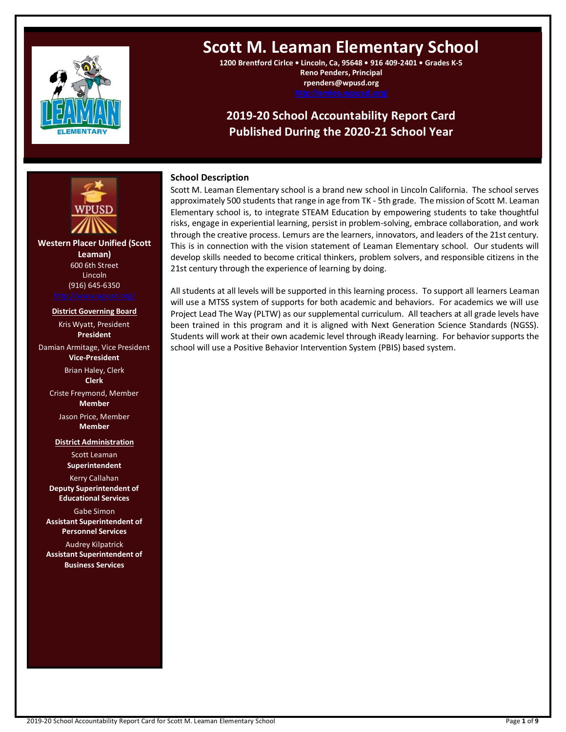# Scott M. Leaman Elementary School

**1200 Brentford Cirlce • Lincoln, Ca, 95648 • 916 409-2401 • Grades K-5**
**Reno Penders, Principal**
**rpenders@wpusd.org**
http://smles.wpusd.org/

## 2019-20 School Accountability Report Card
## Published During the 2020-21 School Year

**Western Placer Unified (Scott Leaman)**
600 6th Street
Lincoln
(916) 645-6350
http://www.wpusd.org/

**District Governing Board**

Kris Wyatt, President
**President**

Damian Armitage, Vice President
**Vice-President**

Brian Haley, Clerk
**Clerk**

Criste Freymond, Member
**Member**

Jason Price, Member
**Member**

**District Administration**

Scott Leaman
**Superintendent**

Kerry Callahan
**Deputy Superintendent of Educational Services**

Gabe Simon
**Assistant Superintendent of Personnel Services**

Audrey Kilpatrick
**Assistant Superintendent of Business Services**

### School Description

Scott M. Leaman Elementary school is a brand new school in Lincoln California. The school serves approximately 500 students that range in age from TK - 5th grade. The mission of Scott M. Leaman Elementary school is, to integrate STEAM Education by empowering students to take thoughtful risks, engage in experiential learning, persist in problem-solving, embrace collaboration, and work through the creative process. Lemurs are the learners, innovators, and leaders of the 21st century. This is in connection with the vision statement of Leaman Elementary school. Our students will develop skills needed to become critical thinkers, problem solvers, and responsible citizens in the 21st century through the experience of learning by doing.

All students at all levels will be supported in this learning process. To support all learners Leaman will use a MTSS system of supports for both academic and behaviors. For academics we will use Project Lead The Way (PLTW) as our supplemental curriculum. All teachers at all grade levels have been trained in this program and it is aligned with Next Generation Science Standards (NGSS). Students will work at their own academic level through iReady learning. For behavior supports the school will use a Positive Behavior Intervention System (PBIS) based system.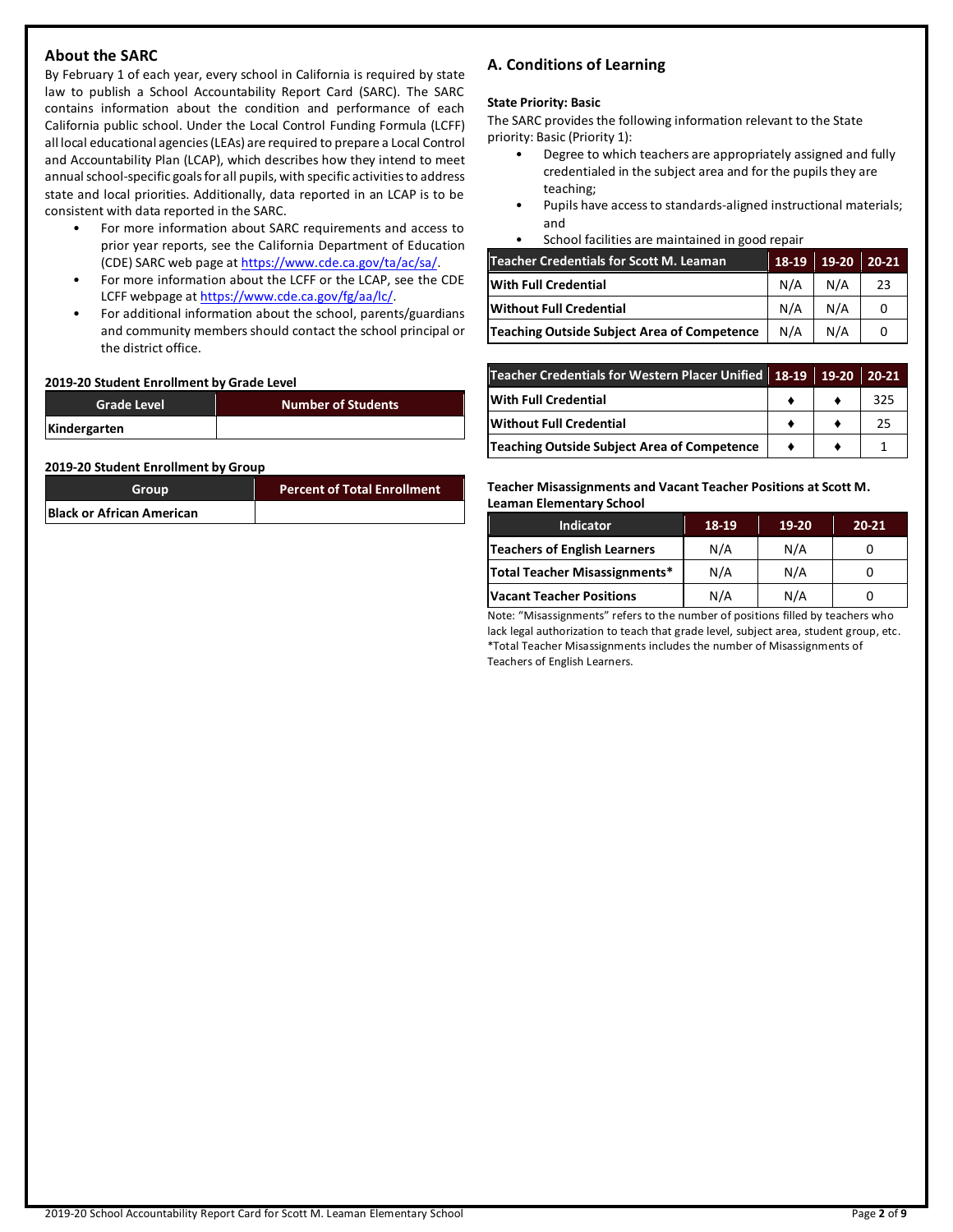## About the SARC

By February 1 of each year, every school in California is required by state law to publish a School Accountability Report Card (SARC). The SARC contains information about the condition and performance of each California public school. Under the Local Control Funding Formula (LCFF) all local educational agencies (LEAs) are required to prepare a Local Control and Accountability Plan (LCAP), which describes how they intend to meet annual school-specific goals for all pupils, with specific activities to address state and local priorities. Additionally, data reported in an LCAP is to be consistent with data reported in the SARC.

- For more information about SARC requirements and access to prior year reports, see the California Department of Education (CDE) SARC web page at https://www.cde.ca.gov/ta/ac/sa/.
- For more information about the LCFF or the LCAP, see the CDE LCFF webpage at https://www.cde.ca.gov/fg/aa/lc/.
- For additional information about the school, parents/guardians and community members should contact the school principal or the district office.

**2019-20 Student Enrollment by Grade Level**

| Grade Level | Number of Students |
|---|---|
| Kindergarten | |

**2019-20 Student Enrollment by Group**

| Group | Percent of Total Enrollment |
|---|---|
| Black or African American | |

## A. Conditions of Learning

**State Priority: Basic**

The SARC provides the following information relevant to the State priority: Basic (Priority 1):

- Degree to which teachers are appropriately assigned and fully credentialed in the subject area and for the pupils they are teaching;
- Pupils have access to standards-aligned instructional materials; and
- School facilities are maintained in good repair

| Teacher Credentials for Scott M. Leaman | 18-19 | 19-20 | 20-21 |
|---|---|---|---|
| With Full Credential | N/A | N/A | 23 |
| Without Full Credential | N/A | N/A | 0 |
| Teaching Outside Subject Area of Competence | N/A | N/A | 0 |

| Teacher Credentials for Western Placer Unified | 18-19 | 19-20 | 20-21 |
|---|---|---|---|
| With Full Credential | ♦ | ♦ | 325 |
| Without Full Credential | ♦ | ♦ | 25 |
| Teaching Outside Subject Area of Competence | ♦ | ♦ | 1 |

**Teacher Misassignments and Vacant Teacher Positions at Scott M. Leaman Elementary School**

| Indicator | 18-19 | 19-20 | 20-21 |
|---|---|---|---|
| Teachers of English Learners | N/A | N/A | 0 |
| Total Teacher Misassignments* | N/A | N/A | 0 |
| Vacant Teacher Positions | N/A | N/A | 0 |

Note: “Misassignments” refers to the number of positions filled by teachers who lack legal authorization to teach that grade level, subject area, student group, etc.
*Total Teacher Misassignments includes the number of Misassignments of Teachers of English Learners.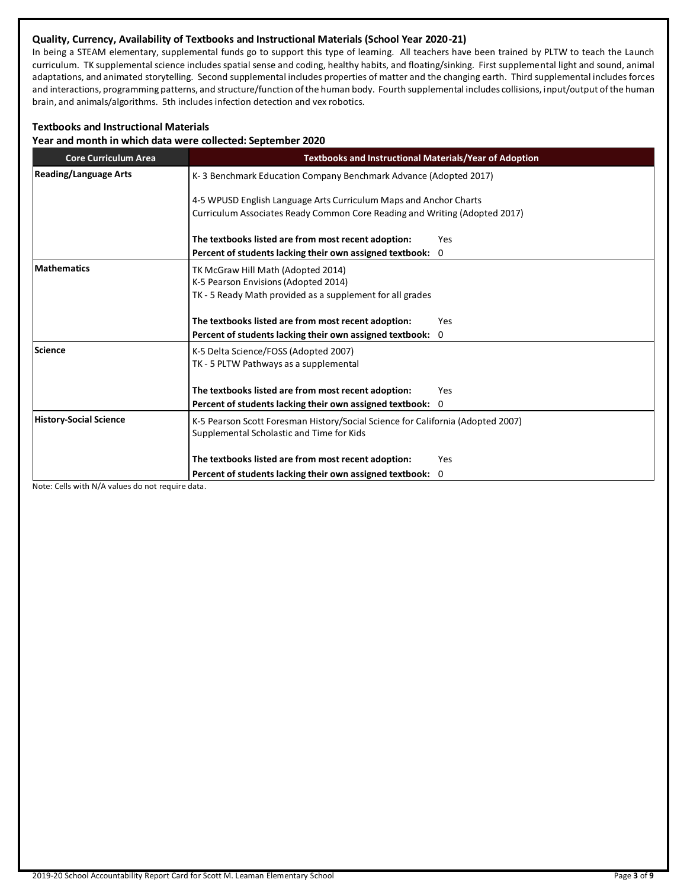### Quality, Currency, Availability of Textbooks and Instructional Materials (School Year 2020-21)

In being a STEAM elementary, supplemental funds go to support this type of learning. All teachers have been trained by PLTW to teach the Launch curriculum. TK supplemental science includes spatial sense and coding, healthy habits, and floating/sinking. First supplemental light and sound, animal adaptations, and animated storytelling. Second supplemental includes properties of matter and the changing earth. Third supplemental includes forces and interactions, programming patterns, and structure/function of the human body. Fourth supplemental includes collisions, input/output of the human brain, and animals/algorithms. 5th includes infection detection and vex robotics.

### Textbooks and Instructional Materials

**Year and month in which data were collected: September 2020**

| Core Curriculum Area | Textbooks and Instructional Materials/Year of Adoption |
|---|---|
| **Reading/Language Arts** | K- 3 Benchmark Education Company Benchmark Advance (Adopted 2017)<br><br>4-5 WPUSD English Language Arts Curriculum Maps and Anchor Charts<br>Curriculum Associates Ready Common Core Reading and Writing (Adopted 2017)<br><br>**The textbooks listed are from most recent adoption:** Yes<br>**Percent of students lacking their own assigned textbook:** 0 |
| **Mathematics** | TK McGraw Hill Math (Adopted 2014)<br>K-5 Pearson Envisions (Adopted 2014)<br>TK - 5 Ready Math provided as a supplement for all grades<br><br>**The textbooks listed are from most recent adoption:** Yes<br>**Percent of students lacking their own assigned textbook:** 0 |
| **Science** | K-5 Delta Science/FOSS (Adopted 2007)<br>TK - 5 PLTW Pathways as a supplemental<br><br>**The textbooks listed are from most recent adoption:** Yes<br>**Percent of students lacking their own assigned textbook:** 0 |
| **History-Social Science** | K-5 Pearson Scott Foresman History/Social Science for California (Adopted 2007)<br>Supplemental Scholastic and Time for Kids<br><br>**The textbooks listed are from most recent adoption:** Yes<br>**Percent of students lacking their own assigned textbook:** 0 |

Note: Cells with N/A values do not require data.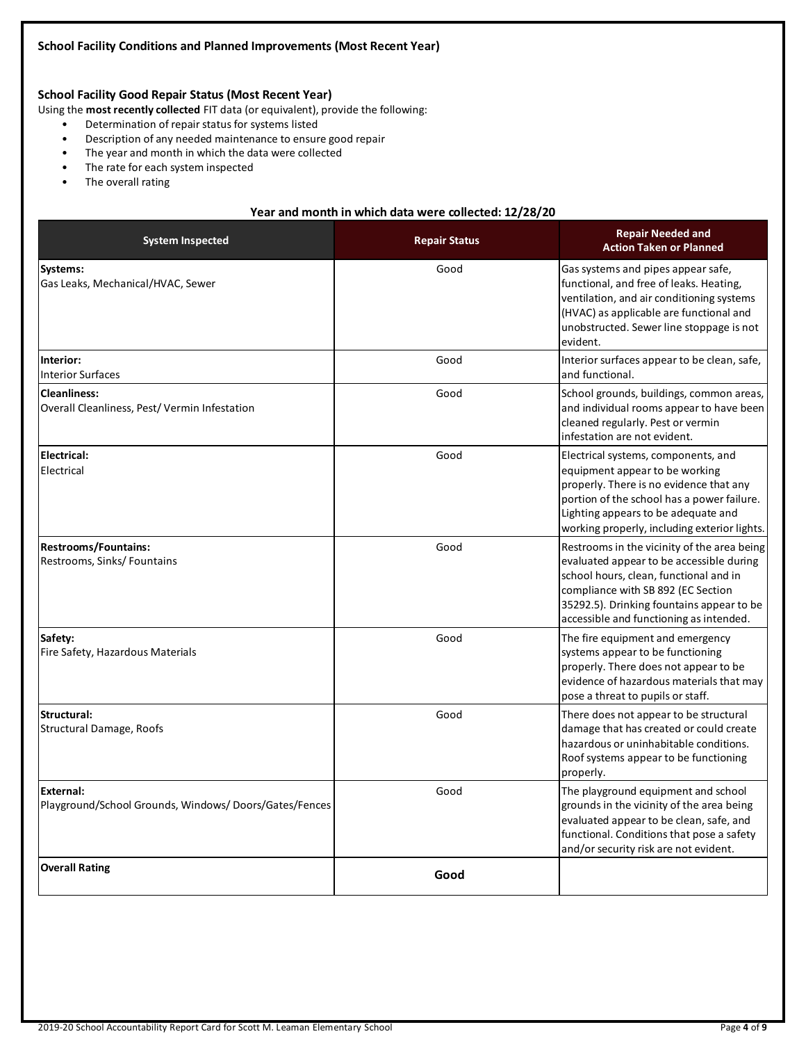## School Facility Conditions and Planned Improvements (Most Recent Year)

### School Facility Good Repair Status (Most Recent Year)

Using the **most recently collected** FIT data (or equivalent), provide the following:

- Determination of repair status for systems listed
- Description of any needed maintenance to ensure good repair
- The year and month in which the data were collected
- The rate for each system inspected
- The overall rating

**Year and month in which data were collected: 12/28/20**

| System Inspected | Repair Status | Repair Needed and Action Taken or Planned |
|---|---|---|
| **Systems:** Gas Leaks, Mechanical/HVAC, Sewer | Good | Gas systems and pipes appear safe, functional, and free of leaks. Heating, ventilation, and air conditioning systems (HVAC) as applicable are functional and unobstructed. Sewer line stoppage is not evident. |
| **Interior:** Interior Surfaces | Good | Interior surfaces appear to be clean, safe, and functional. |
| **Cleanliness:** Overall Cleanliness, Pest/ Vermin Infestation | Good | School grounds, buildings, common areas, and individual rooms appear to have been cleaned regularly. Pest or vermin infestation are not evident. |
| **Electrical:** Electrical | Good | Electrical systems, components, and equipment appear to be working properly. There is no evidence that any portion of the school has a power failure. Lighting appears to be adequate and working properly, including exterior lights. |
| **Restrooms/Fountains:** Restrooms, Sinks/ Fountains | Good | Restrooms in the vicinity of the area being evaluated appear to be accessible during school hours, clean, functional and in compliance with SB 892 (EC Section 35292.5). Drinking fountains appear to be accessible and functioning as intended. |
| **Safety:** Fire Safety, Hazardous Materials | Good | The fire equipment and emergency systems appear to be functioning properly. There does not appear to be evidence of hazardous materials that may pose a threat to pupils or staff. |
| **Structural:** Structural Damage, Roofs | Good | There does not appear to be structural damage that has created or could create hazardous or uninhabitable conditions. Roof systems appear to be functioning properly. |
| **External:** Playground/School Grounds, Windows/ Doors/Gates/Fences | Good | The playground equipment and school grounds in the vicinity of the area being evaluated appear to be clean, safe, and functional. Conditions that pose a safety and/or security risk are not evident. |
| **Overall Rating** | **Good** | |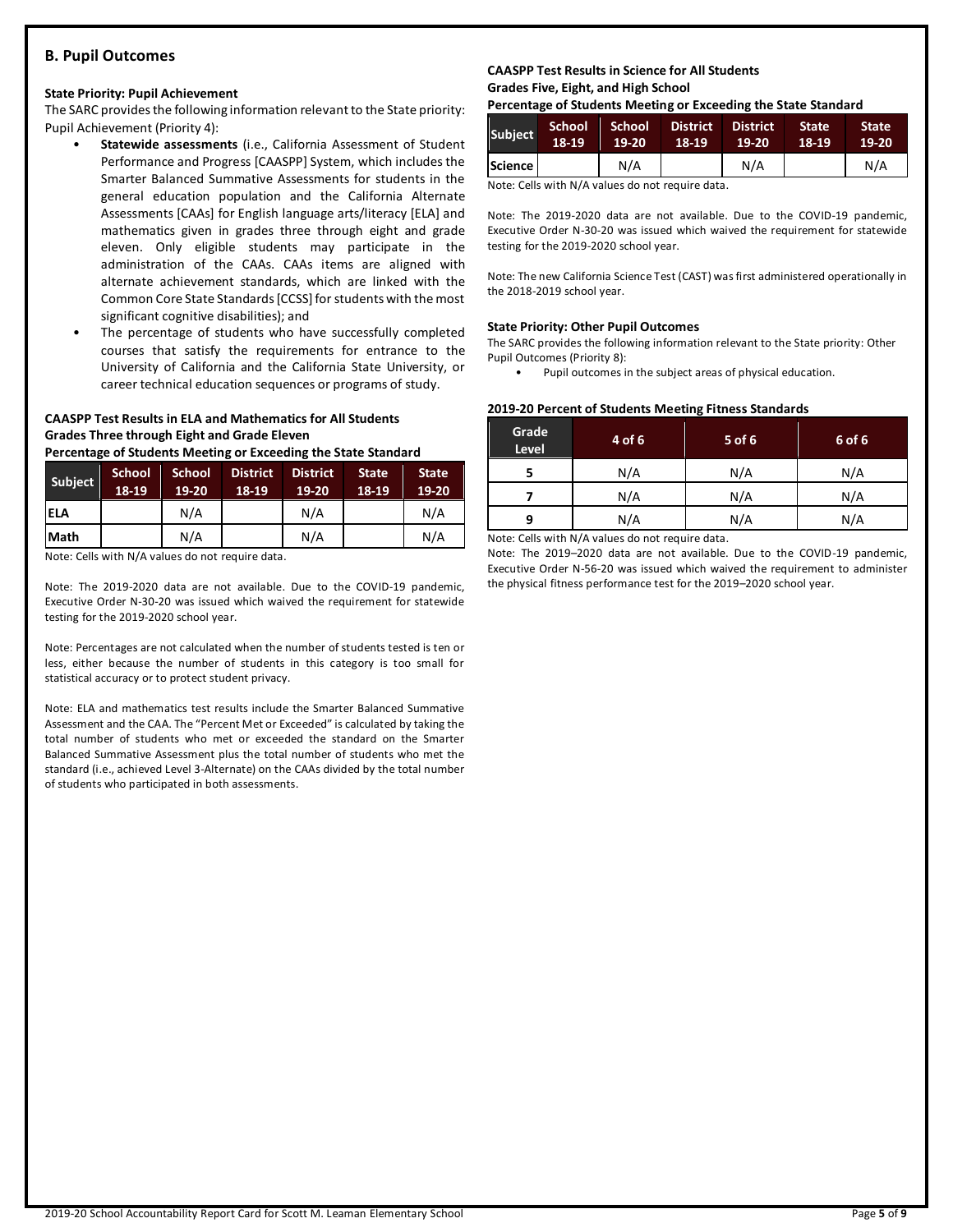## B. Pupil Outcomes

**State Priority: Pupil Achievement**

The SARC provides the following information relevant to the State priority: Pupil Achievement (Priority 4):

- **Statewide assessments** (i.e., California Assessment of Student Performance and Progress [CAASPP] System, which includes the Smarter Balanced Summative Assessments for students in the general education population and the California Alternate Assessments [CAAs] for English language arts/literacy [ELA] and mathematics given in grades three through eight and grade eleven. Only eligible students may participate in the administration of the CAAs. CAAs items are aligned with alternate achievement standards, which are linked with the Common Core State Standards [CCSS] for students with the most significant cognitive disabilities); and
- The percentage of students who have successfully completed courses that satisfy the requirements for entrance to the University of California and the California State University, or career technical education sequences or programs of study.

**CAASPP Test Results in ELA and Mathematics for All Students Grades Three through Eight and Grade Eleven Percentage of Students Meeting or Exceeding the State Standard**

| Subject | School 18-19 | School 19-20 | District 18-19 | District 19-20 | State 18-19 | State 19-20 |
|---|---|---|---|---|---|---|
| ELA | | N/A | | N/A | | N/A |
| Math | | N/A | | N/A | | N/A |

Note: Cells with N/A values do not require data.

Note: The 2019-2020 data are not available. Due to the COVID-19 pandemic, Executive Order N-30-20 was issued which waived the requirement for statewide testing for the 2019-2020 school year.

Note: Percentages are not calculated when the number of students tested is ten or less, either because the number of students in this category is too small for statistical accuracy or to protect student privacy.

Note: ELA and mathematics test results include the Smarter Balanced Summative Assessment and the CAA. The "Percent Met or Exceeded" is calculated by taking the total number of students who met or exceeded the standard on the Smarter Balanced Summative Assessment plus the total number of students who met the standard (i.e., achieved Level 3-Alternate) on the CAAs divided by the total number of students who participated in both assessments.

**CAASPP Test Results in Science for All Students Grades Five, Eight, and High School Percentage of Students Meeting or Exceeding the State Standard**

| Subject | School 18-19 | School 19-20 | District 18-19 | District 19-20 | State 18-19 | State 19-20 |
|---|---|---|---|---|---|---|
| Science | | N/A | | N/A | | N/A |

Note: Cells with N/A values do not require data.

Note: The 2019-2020 data are not available. Due to the COVID-19 pandemic, Executive Order N-30-20 was issued which waived the requirement for statewide testing for the 2019-2020 school year.

Note: The new California Science Test (CAST) was first administered operationally in the 2018-2019 school year.

**State Priority: Other Pupil Outcomes**

The SARC provides the following information relevant to the State priority: Other Pupil Outcomes (Priority 8):

- Pupil outcomes in the subject areas of physical education.

**2019-20 Percent of Students Meeting Fitness Standards**

| Grade Level | 4 of 6 | 5 of 6 | 6 of 6 |
|---|---|---|---|
| 5 | N/A | N/A | N/A |
| 7 | N/A | N/A | N/A |
| 9 | N/A | N/A | N/A |

Note: Cells with N/A values do not require data.

Note: The 2019–2020 data are not available. Due to the COVID-19 pandemic, Executive Order N-56-20 was issued which waived the requirement to administer the physical fitness performance test for the 2019–2020 school year.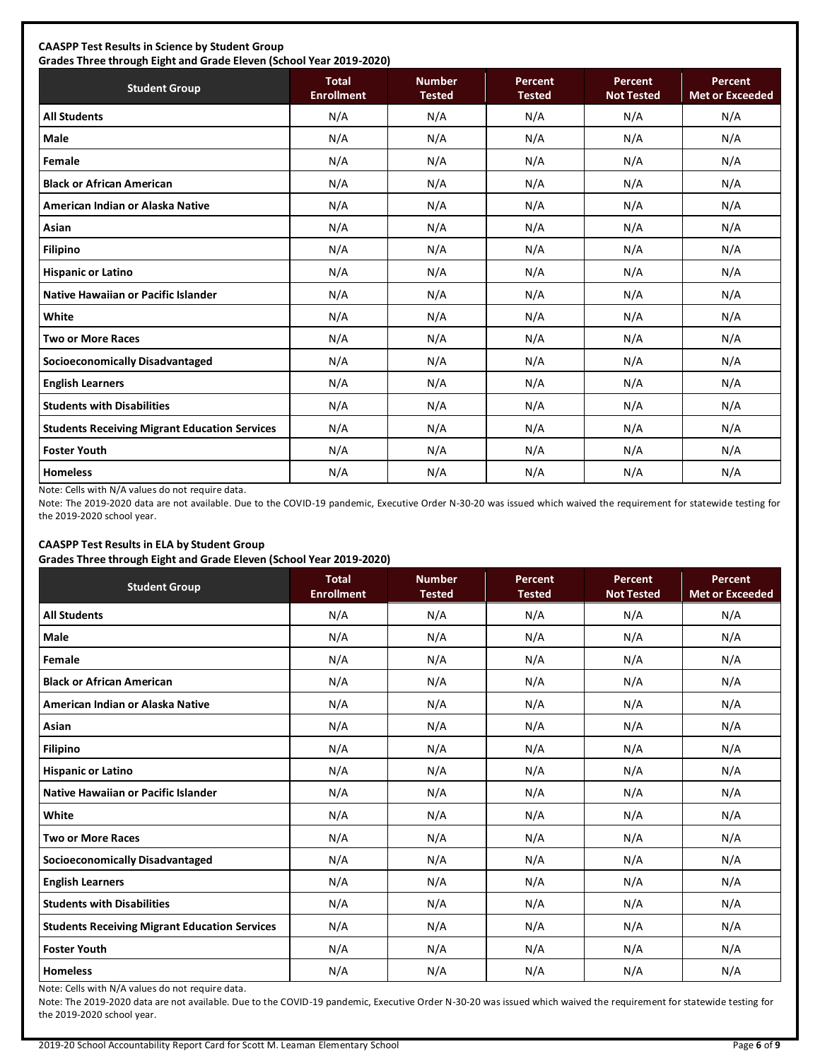**CAASPP Test Results in Science by Student Group**
**Grades Three through Eight and Grade Eleven (School Year 2019-2020)**

| Student Group | Total Enrollment | Number Tested | Percent Tested | Percent Not Tested | Percent Met or Exceeded |
|---|---|---|---|---|---|
| **All Students** | N/A | N/A | N/A | N/A | N/A |
| **Male** | N/A | N/A | N/A | N/A | N/A |
| **Female** | N/A | N/A | N/A | N/A | N/A |
| **Black or African American** | N/A | N/A | N/A | N/A | N/A |
| **American Indian or Alaska Native** | N/A | N/A | N/A | N/A | N/A |
| **Asian** | N/A | N/A | N/A | N/A | N/A |
| **Filipino** | N/A | N/A | N/A | N/A | N/A |
| **Hispanic or Latino** | N/A | N/A | N/A | N/A | N/A |
| **Native Hawaiian or Pacific Islander** | N/A | N/A | N/A | N/A | N/A |
| **White** | N/A | N/A | N/A | N/A | N/A |
| **Two or More Races** | N/A | N/A | N/A | N/A | N/A |
| **Socioeconomically Disadvantaged** | N/A | N/A | N/A | N/A | N/A |
| **English Learners** | N/A | N/A | N/A | N/A | N/A |
| **Students with Disabilities** | N/A | N/A | N/A | N/A | N/A |
| **Students Receiving Migrant Education Services** | N/A | N/A | N/A | N/A | N/A |
| **Foster Youth** | N/A | N/A | N/A | N/A | N/A |
| **Homeless** | N/A | N/A | N/A | N/A | N/A |

Note: Cells with N/A values do not require data.

Note: The 2019-2020 data are not available. Due to the COVID-19 pandemic, Executive Order N-30-20 was issued which waived the requirement for statewide testing for the 2019-2020 school year.

**CAASPP Test Results in ELA by Student Group**
**Grades Three through Eight and Grade Eleven (School Year 2019-2020)**

| Student Group | Total Enrollment | Number Tested | Percent Tested | Percent Not Tested | Percent Met or Exceeded |
|---|---|---|---|---|---|
| **All Students** | N/A | N/A | N/A | N/A | N/A |
| **Male** | N/A | N/A | N/A | N/A | N/A |
| **Female** | N/A | N/A | N/A | N/A | N/A |
| **Black or African American** | N/A | N/A | N/A | N/A | N/A |
| **American Indian or Alaska Native** | N/A | N/A | N/A | N/A | N/A |
| **Asian** | N/A | N/A | N/A | N/A | N/A |
| **Filipino** | N/A | N/A | N/A | N/A | N/A |
| **Hispanic or Latino** | N/A | N/A | N/A | N/A | N/A |
| **Native Hawaiian or Pacific Islander** | N/A | N/A | N/A | N/A | N/A |
| **White** | N/A | N/A | N/A | N/A | N/A |
| **Two or More Races** | N/A | N/A | N/A | N/A | N/A |
| **Socioeconomically Disadvantaged** | N/A | N/A | N/A | N/A | N/A |
| **English Learners** | N/A | N/A | N/A | N/A | N/A |
| **Students with Disabilities** | N/A | N/A | N/A | N/A | N/A |
| **Students Receiving Migrant Education Services** | N/A | N/A | N/A | N/A | N/A |
| **Foster Youth** | N/A | N/A | N/A | N/A | N/A |
| **Homeless** | N/A | N/A | N/A | N/A | N/A |

Note: Cells with N/A values do not require data.

Note: The 2019-2020 data are not available. Due to the COVID-19 pandemic, Executive Order N-30-20 was issued which waived the requirement for statewide testing for the 2019-2020 school year.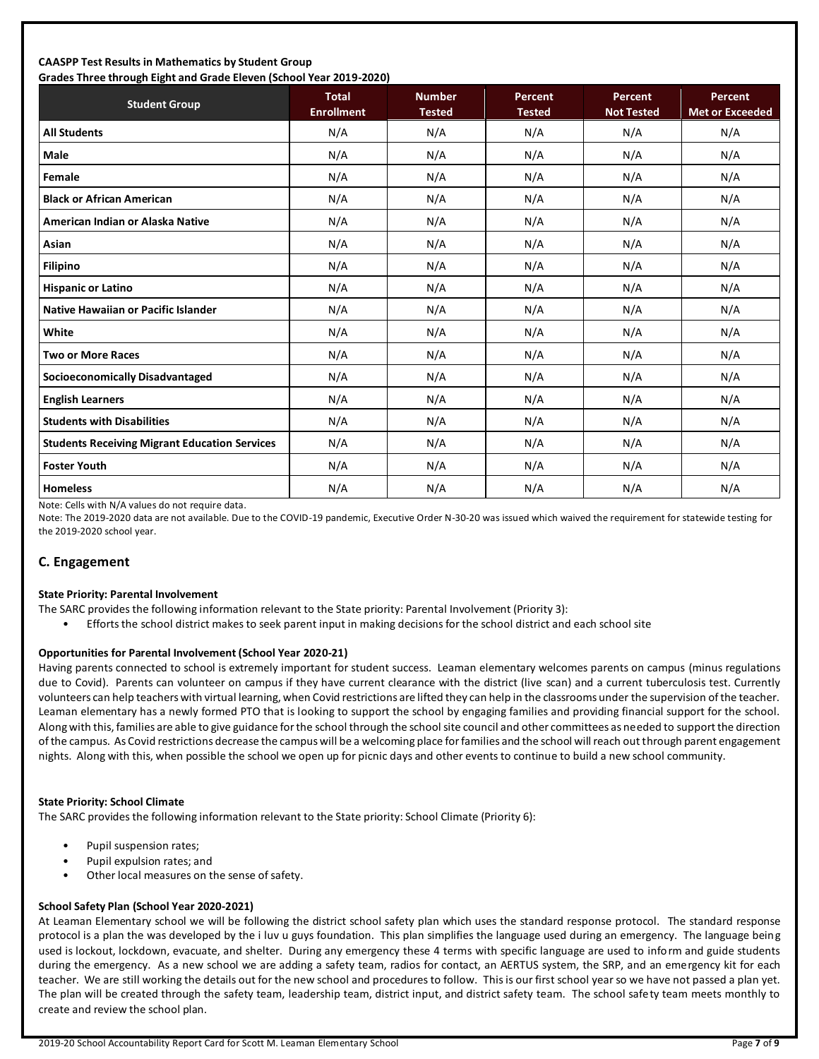**CAASPP Test Results in Mathematics by Student Group**
**Grades Three through Eight and Grade Eleven (School Year 2019-2020)**

| Student Group | Total Enrollment | Number Tested | Percent Tested | Percent Not Tested | Percent Met or Exceeded |
|---|---|---|---|---|---|
| **All Students** | N/A | N/A | N/A | N/A | N/A |
| **Male** | N/A | N/A | N/A | N/A | N/A |
| **Female** | N/A | N/A | N/A | N/A | N/A |
| **Black or African American** | N/A | N/A | N/A | N/A | N/A |
| **American Indian or Alaska Native** | N/A | N/A | N/A | N/A | N/A |
| **Asian** | N/A | N/A | N/A | N/A | N/A |
| **Filipino** | N/A | N/A | N/A | N/A | N/A |
| **Hispanic or Latino** | N/A | N/A | N/A | N/A | N/A |
| **Native Hawaiian or Pacific Islander** | N/A | N/A | N/A | N/A | N/A |
| **White** | N/A | N/A | N/A | N/A | N/A |
| **Two or More Races** | N/A | N/A | N/A | N/A | N/A |
| **Socioeconomically Disadvantaged** | N/A | N/A | N/A | N/A | N/A |
| **English Learners** | N/A | N/A | N/A | N/A | N/A |
| **Students with Disabilities** | N/A | N/A | N/A | N/A | N/A |
| **Students Receiving Migrant Education Services** | N/A | N/A | N/A | N/A | N/A |
| **Foster Youth** | N/A | N/A | N/A | N/A | N/A |
| **Homeless** | N/A | N/A | N/A | N/A | N/A |

Note: Cells with N/A values do not require data.

Note: The 2019-2020 data are not available. Due to the COVID-19 pandemic, Executive Order N-30-20 was issued which waived the requirement for statewide testing for the 2019-2020 school year.

## C. Engagement

**State Priority: Parental Involvement**

The SARC provides the following information relevant to the State priority: Parental Involvement (Priority 3):

- Efforts the school district makes to seek parent input in making decisions for the school district and each school site

**Opportunities for Parental Involvement (School Year 2020-21)**

Having parents connected to school is extremely important for student success. Leaman elementary welcomes parents on campus (minus regulations due to Covid). Parents can volunteer on campus if they have current clearance with the district (live scan) and a current tuberculosis test. Currently volunteers can help teachers with virtual learning, when Covid restrictions are lifted they can help in the classrooms under the supervision of the teacher. Leaman elementary has a newly formed PTO that is looking to support the school by engaging families and providing financial support for the school. Along with this, families are able to give guidance for the school through the school site council and other committees as needed to support the direction of the campus. As Covid restrictions decrease the campus will be a welcoming place for families and the school will reach out through parent engagement nights. Along with this, when possible the school we open up for picnic days and other events to continue to build a new school community.

**State Priority: School Climate**

The SARC provides the following information relevant to the State priority: School Climate (Priority 6):

- Pupil suspension rates;
- Pupil expulsion rates; and
- Other local measures on the sense of safety.

**School Safety Plan (School Year 2020-2021)**

At Leaman Elementary school we will be following the district school safety plan which uses the standard response protocol. The standard response protocol is a plan the was developed by the i luv u guys foundation. This plan simplifies the language used during an emergency. The language being used is lockout, lockdown, evacuate, and shelter. During any emergency these 4 terms with specific language are used to inform and guide students during the emergency. As a new school we are adding a safety team, radios for contact, an AERTUS system, the SRP, and an emergency kit for each teacher. We are still working the details out for the new school and procedures to follow. This is our first school year so we have not passed a plan yet. The plan will be created through the safety team, leadership team, district input, and district safety team. The school safety team meets monthly to create and review the school plan.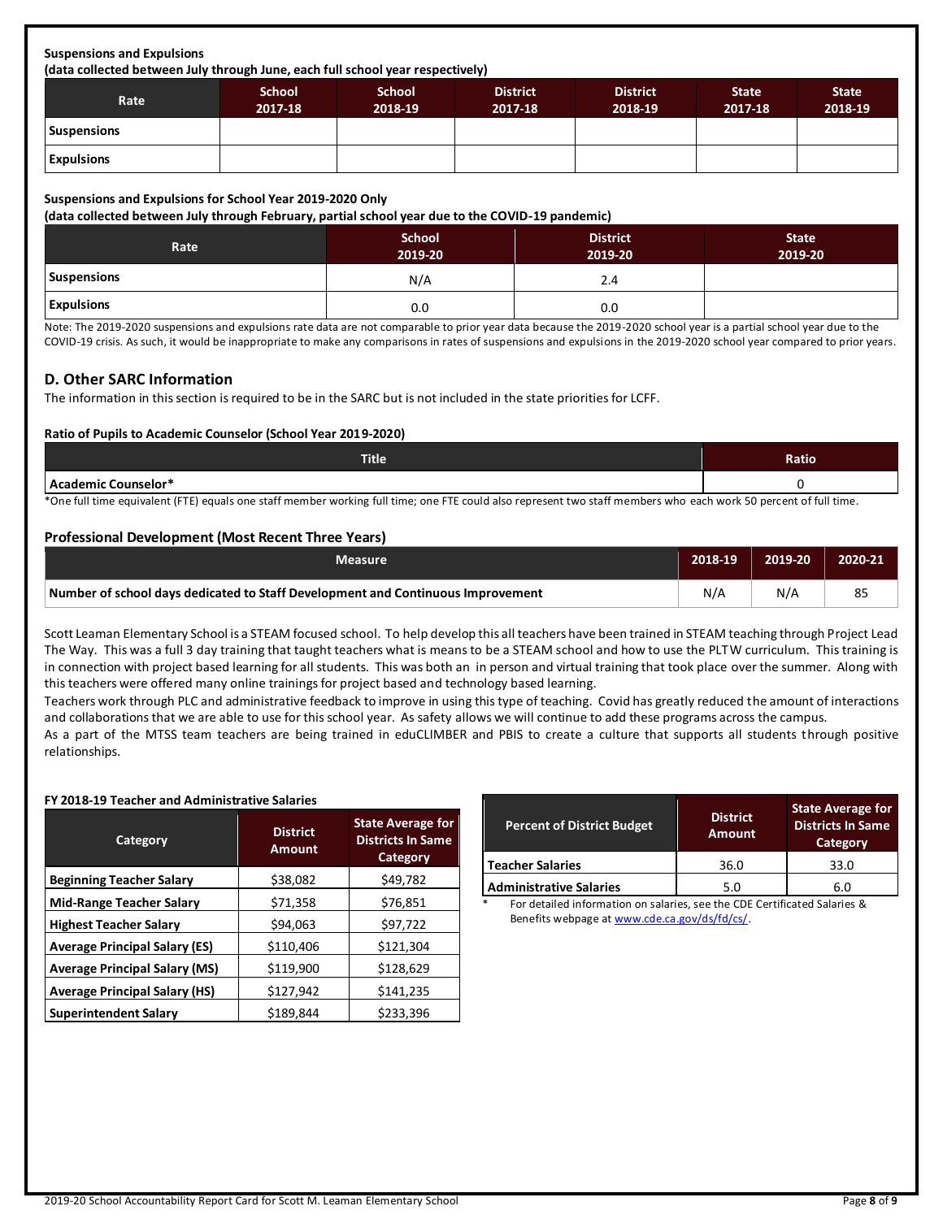**Suspensions and Expulsions**
**(data collected between July through June, each full school year respectively)**

| Rate | School 2017-18 | School 2018-19 | District 2017-18 | District 2018-19 | State 2017-18 | State 2018-19 |
|---|---|---|---|---|---|---|
| Suspensions | | | | | | |
| Expulsions | | | | | | |

**Suspensions and Expulsions for School Year 2019-2020 Only**
**(data collected between July through February, partial school year due to the COVID-19 pandemic)**

| Rate | School 2019-20 | District 2019-20 | State 2019-20 |
|---|---|---|---|
| Suspensions | N/A | 2.4 | |
| Expulsions | 0.0 | 0.0 | |

Note: The 2019-2020 suspensions and expulsions rate data are not comparable to prior year data because the 2019-2020 school year is a partial school year due to the COVID-19 crisis. As such, it would be inappropriate to make any comparisons in rates of suspensions and expulsions in the 2019-2020 school year compared to prior years.

## D. Other SARC Information

The information in this section is required to be in the SARC but is not included in the state priorities for LCFF.

**Ratio of Pupils to Academic Counselor (School Year 2019-2020)**

| Title | Ratio |
|---|---|
| Academic Counselor* | 0 |

*One full time equivalent (FTE) equals one staff member working full time; one FTE could also represent two staff members who each work 50 percent of full time.

**Professional Development (Most Recent Three Years)**

| Measure | 2018-19 | 2019-20 | 2020-21 |
|---|---|---|---|
| Number of school days dedicated to Staff Development and Continuous Improvement | N/A | N/A | 85 |

Scott Leaman Elementary School is a STEAM focused school. To help develop this all teachers have been trained in STEAM teaching through Project Lead The Way. This was a full 3 day training that taught teachers what is means to be a STEAM school and how to use the PLTW curriculum. This training is in connection with project based learning for all students. This was both an in person and virtual training that took place over the summer. Along with this teachers were offered many online trainings for project based and technology based learning.

Teachers work through PLC and administrative feedback to improve in using this type of teaching. Covid has greatly reduced the amount of interactions and collaborations that we are able to use for this school year. As safety allows we will continue to add these programs across the campus.

As a part of the MTSS team teachers are being trained in eduCLIMBER and PBIS to create a culture that supports all students through positive relationships.

**FY 2018-19 Teacher and Administrative Salaries**

| Category | District Amount | State Average for Districts In Same Category |
|---|---|---|
| Beginning Teacher Salary | $38,082 | $49,782 |
| Mid-Range Teacher Salary | $71,358 | $76,851 |
| Highest Teacher Salary | $94,063 | $97,722 |
| Average Principal Salary (ES) | $110,406 | $121,304 |
| Average Principal Salary (MS) | $119,900 | $128,629 |
| Average Principal Salary (HS) | $127,942 | $141,235 |
| Superintendent Salary | $189,844 | $233,396 |

| Percent of District Budget | District Amount | State Average for Districts In Same Category |
|---|---|---|
| Teacher Salaries | 36.0 | 33.0 |
| Administrative Salaries | 5.0 | 6.0 |

\* For detailed information on salaries, see the CDE Certificated Salaries & Benefits webpage at www.cde.ca.gov/ds/fd/cs/.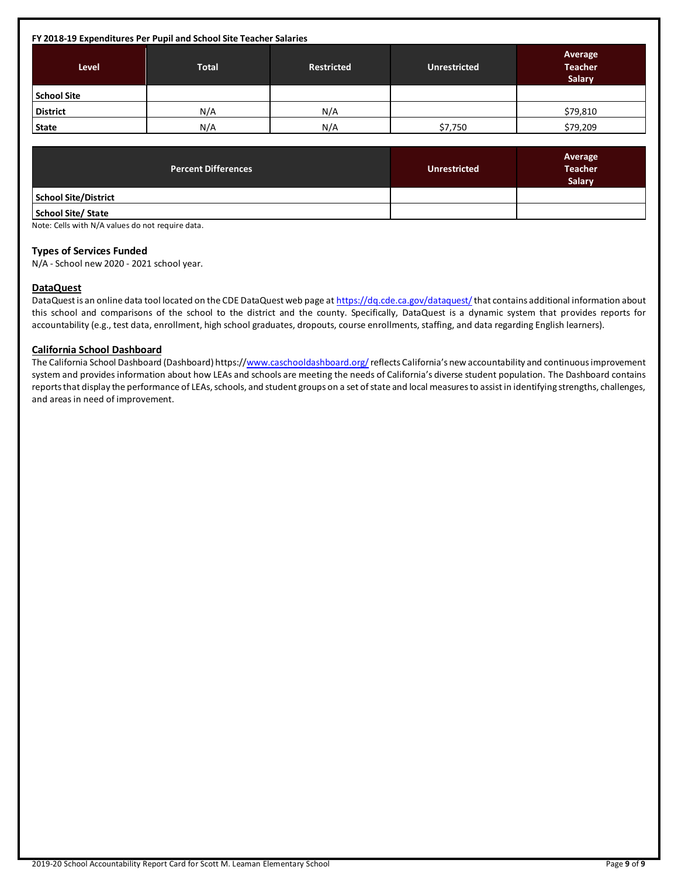**FY 2018-19 Expenditures Per Pupil and School Site Teacher Salaries**

| Level | Total | Restricted | Unrestricted | Average Teacher Salary |
|---|---|---|---|---|
| School Site | | | | |
| District | N/A | N/A | | $79,810 |
| State | N/A | N/A | $7,750 | $79,209 |

| Percent Differences | Unrestricted | Average Teacher Salary |
|---|---|---|
| School Site/District | | |
| School Site/ State | | |

Note: Cells with N/A values do not require data.

### Types of Services Funded

N/A - School new 2020 - 2021 school year.

### DataQuest

DataQuest is an online data tool located on the CDE DataQuest web page at https://dq.cde.ca.gov/dataquest/ that contains additional information about this school and comparisons of the school to the district and the county. Specifically, DataQuest is a dynamic system that provides reports for accountability (e.g., test data, enrollment, high school graduates, dropouts, course enrollments, staffing, and data regarding English learners).

### California School Dashboard

The California School Dashboard (Dashboard) https://www.caschooldashboard.org/ reflects California's new accountability and continuous improvement system and provides information about how LEAs and schools are meeting the needs of California's diverse student population. The Dashboard contains reports that display the performance of LEAs, schools, and student groups on a set of state and local measures to assist in identifying strengths, challenges, and areas in need of improvement.